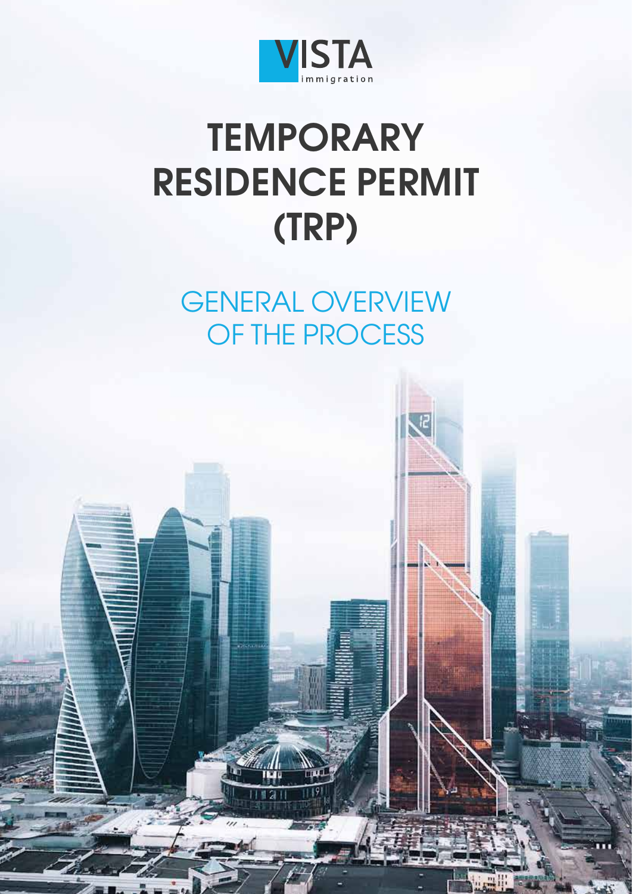VISTA immigration

# TEMPORARY RESIDENCE PERMIT (TRP)

## GENERAL OVERVIEW OF THE PROCESS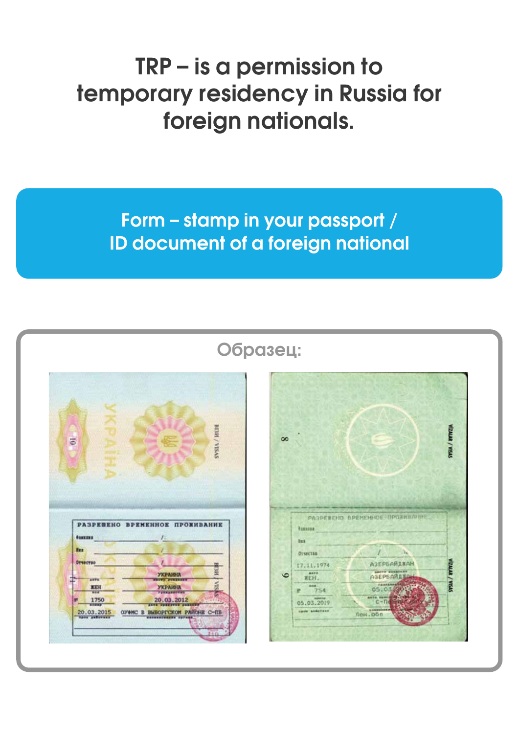# TRP – is a permission to temporary residency in Russia for foreign nationals.

**Form – stamp in your passport / ID document of a foreign national**

Образец: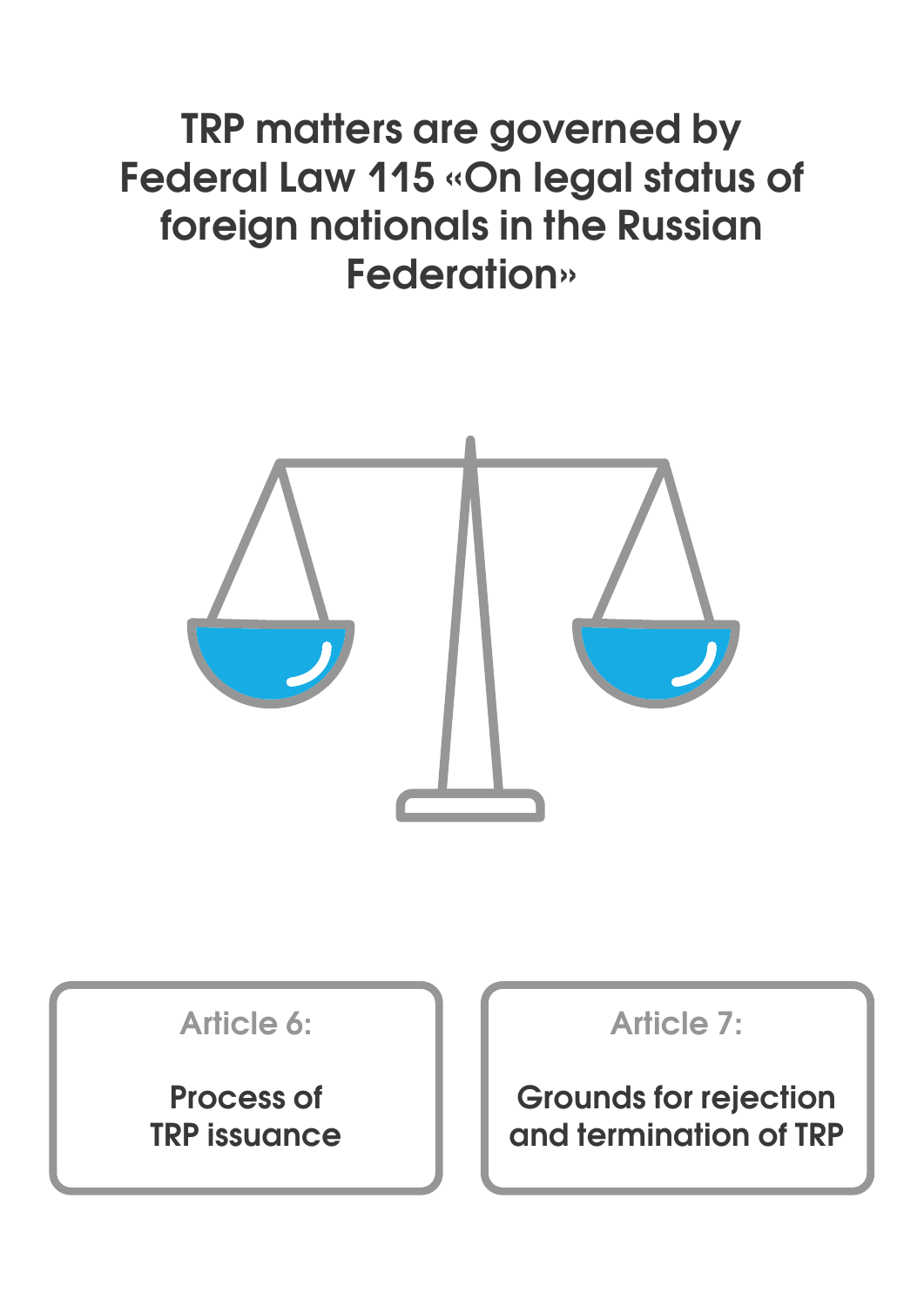# TRP matters are governed by Federal Law 115 «On legal status of foreign nationals in the Russian Federation»

Article 6:

**Process of TRP issuance**

Article 7:

**Grounds for rejection and termination of TRP**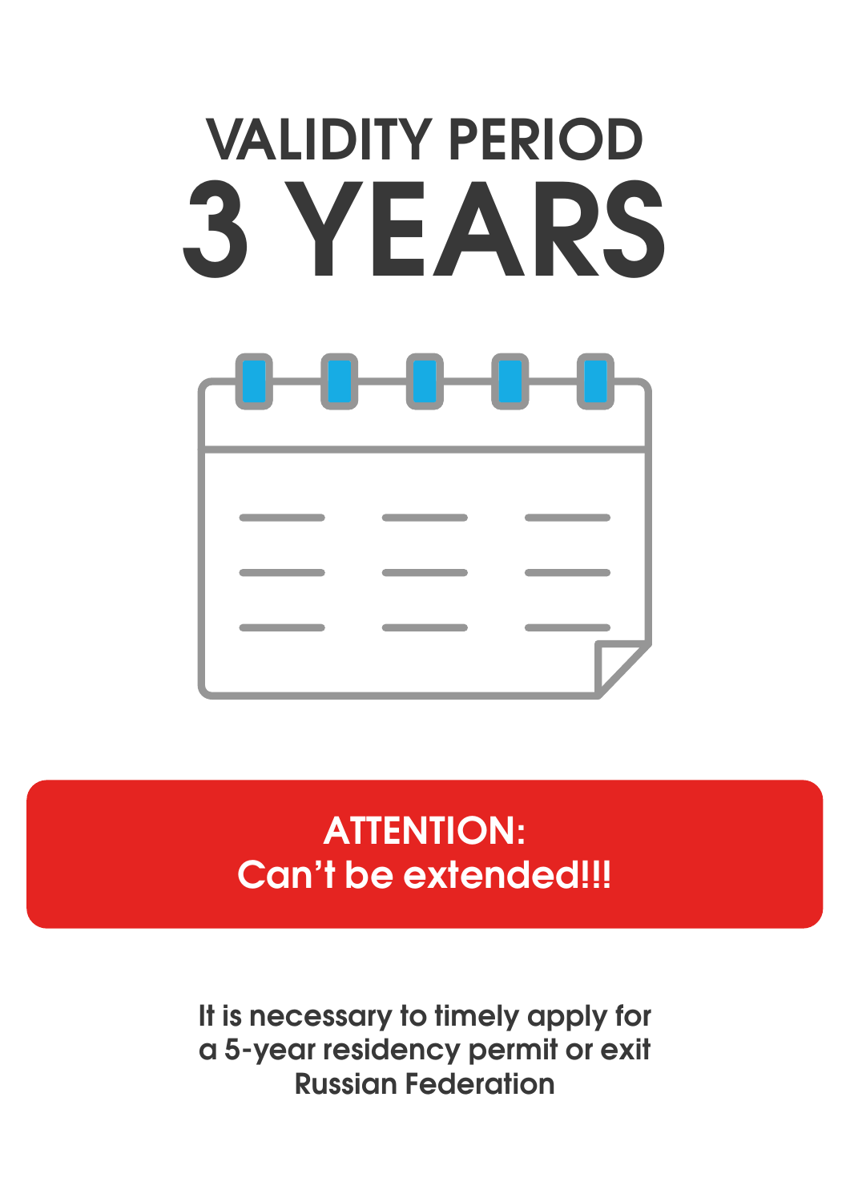# VALIDITY PERIOD

# 3 YEARS

**ATTENTION:**
**Can’t be extended!!!**

It is necessary to timely apply for a 5-year residency permit or exit Russian Federation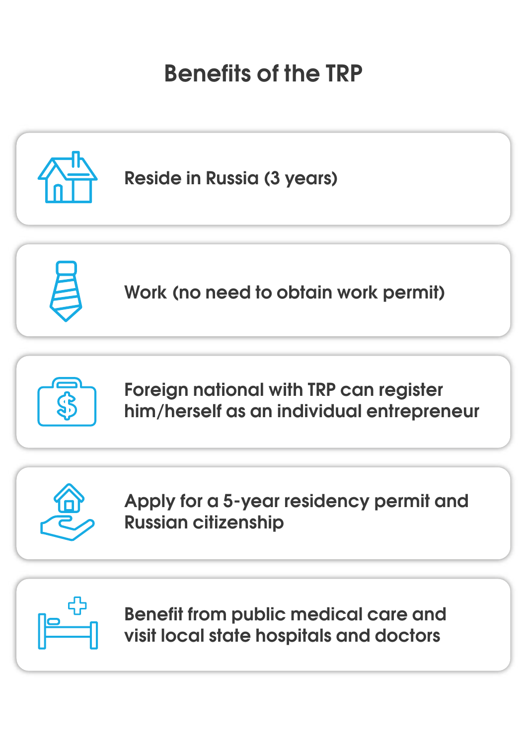# Benefits of the TRP

- Reside in Russia (3 years)
- Work (no need to obtain work permit)
- Foreign national with TRP can register him/herself as an individual entrepreneur
- Apply for a 5-year residency permit and Russian citizenship
- Benefit from public medical care and visit local state hospitals and doctors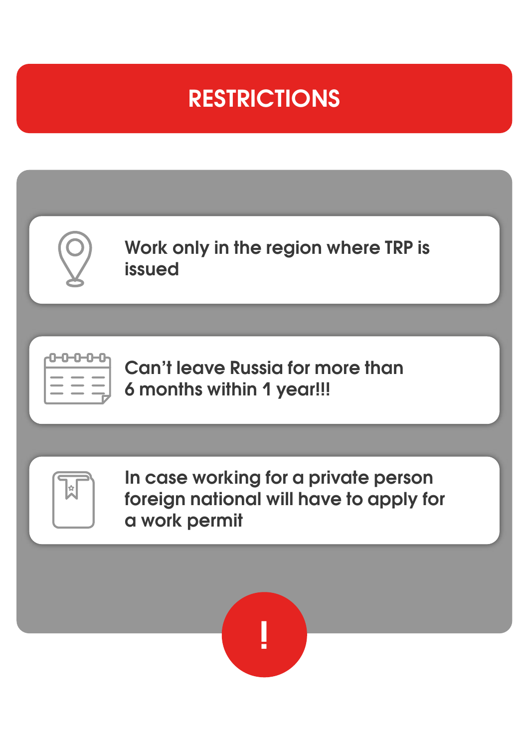# RESTRICTIONS

- Work only in the region where TRP is issued
- Can’t leave Russia for more than 6 months within 1 year!!!
- In case working for a private person foreign national will have to apply for a work permit

!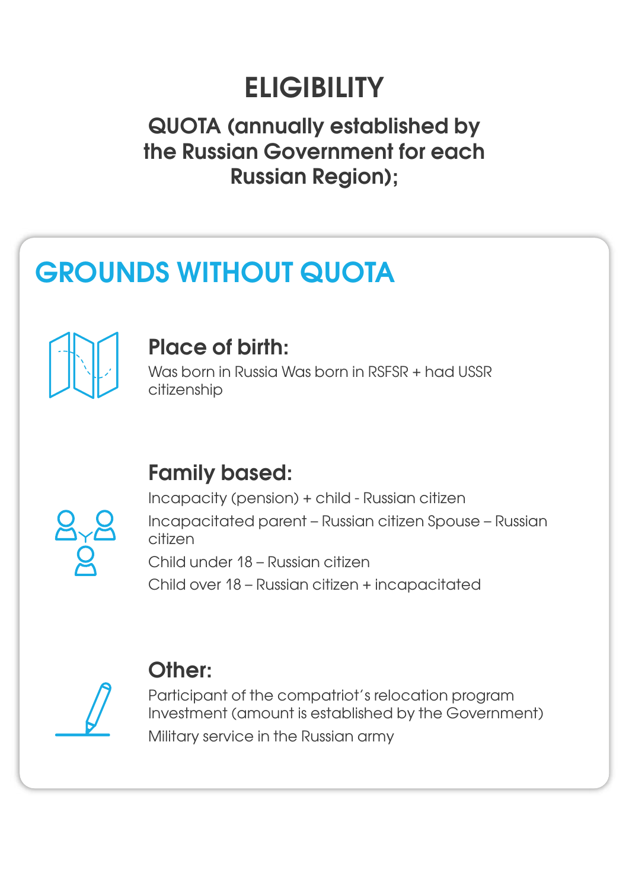# ELIGIBILITY

### QUOTA (annually established by the Russian Government for each Russian Region);

## GROUNDS WITHOUT QUOTA

### Place of birth:

Was born in Russia Was born in RSFSR + had USSR citizenship

### Family based:

Incapacity (pension) + child - Russian citizen

Incapacitated parent – Russian citizen Spouse – Russian citizen

Child under 18 – Russian citizen

Child over 18 – Russian citizen + incapacitated

### Other:

Participant of the compatriot's relocation program
Investment (amount is established by the Government)

Military service in the Russian army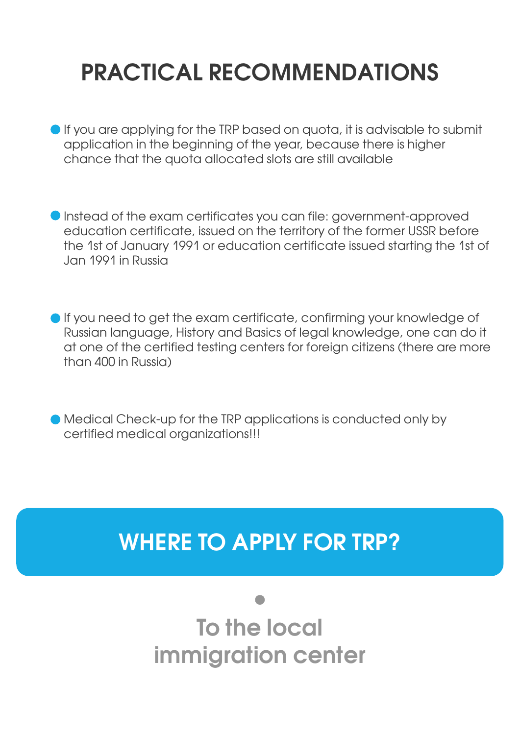# PRACTICAL RECOMMENDATIONS

- If you are applying for the TRP based on quota, it is advisable to submit application in the beginning of the year, because there is higher chance that the quota allocated slots are still available

- Instead of the exam certificates you can file: government-approved education certificate, issued on the territory of the former USSR before the 1st of January 1991 or education certificate issued starting the 1st of Jan 1991 in Russia

- If you need to get the exam certificate, confirming your knowledge of Russian language, History and Basics of legal knowledge, one can do it at one of the certified testing centers for foreign citizens (there are more than 400 in Russia)

- Medical Check-up for the TRP applications is conducted only by certified medical organizations!!!

## WHERE TO APPLY FOR TRP?

- **To the local immigration center**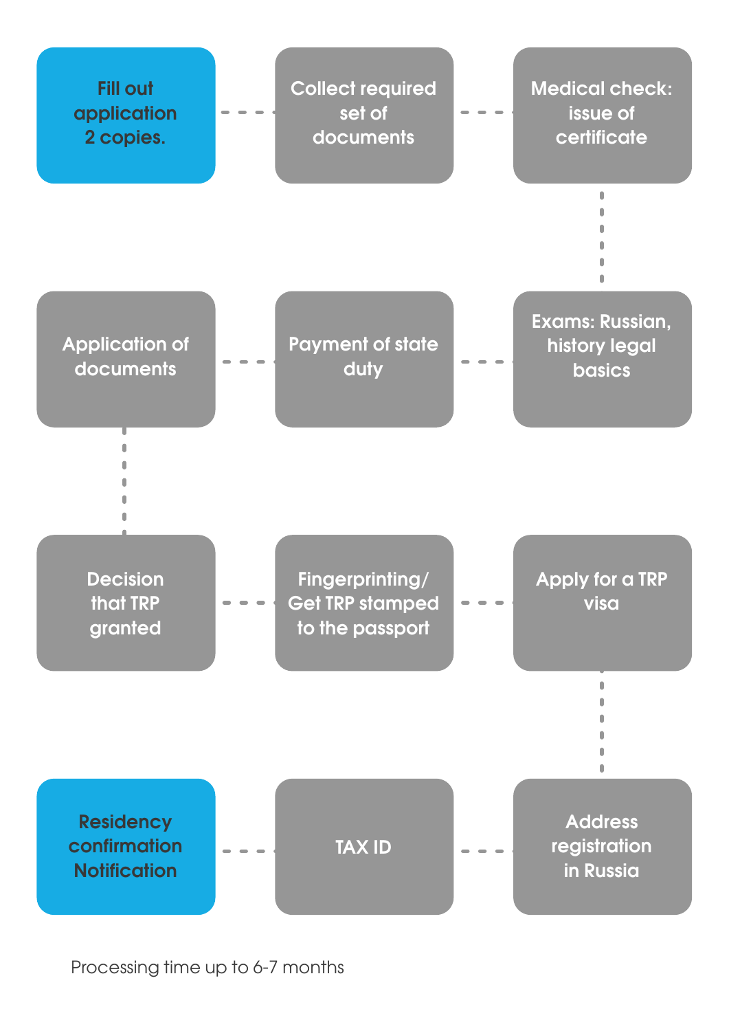1. Fill out application 2 copies.
2. Collect required set of documents
3. Medical check: issue of certificate
4. Exams: Russian, history legal basics
5. Payment of state duty
6. Application of documents
7. Decision that TRP granted
8. Fingerprinting/ Get TRP stamped to the passport
9. Apply for a TRP visa
10. Address registration in Russia
11. TAX ID
12. Residency confirmation Notification

Processing time up to 6-7 months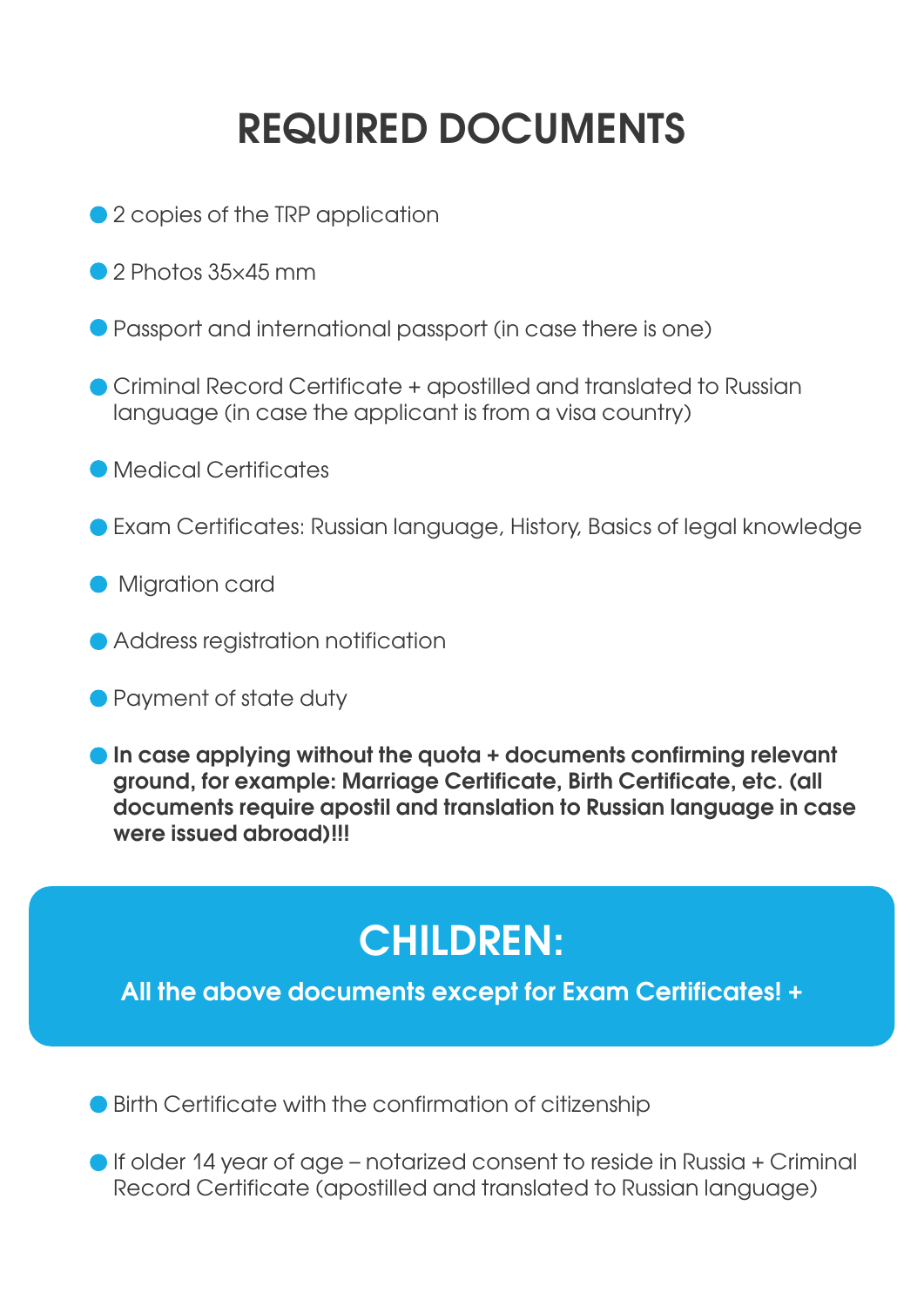# REQUIRED DOCUMENTS

- 2 copies of the TRP application
- 2 Photos 35×45 mm
- Passport and international passport (in case there is one)
- Criminal Record Certificate + apostilled and translated to Russian language (in case the applicant is from a visa country)
- Medical Certificates
- Exam Certificates: Russian language, History, Basics of legal knowledge
- Migration card
- Address registration notification
- Payment of state duty
- **In case applying without the quota + documents confirming relevant ground, for example: Marriage Certificate, Birth Certificate, etc. (all documents require apostil and translation to Russian language in case were issued abroad)!!!**

## CHILDREN:

**All the above documents except for Exam Certificates! +**

- Birth Certificate with the confirmation of citizenship
- If older 14 year of age – notarized consent to reside in Russia + Criminal Record Certificate (apostilled and translated to Russian language)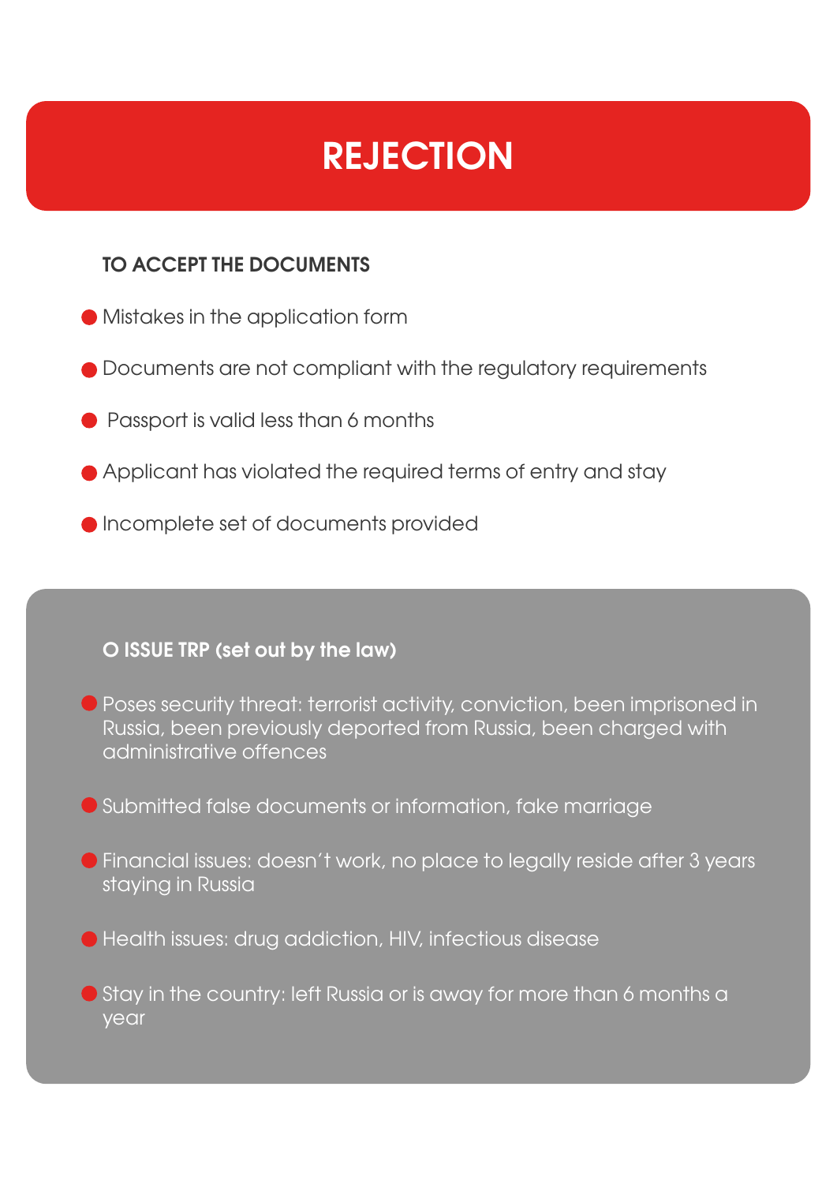# REJECTION

**TO ACCEPT THE DOCUMENTS**

- Mistakes in the application form
- Documents are not compliant with the regulatory requirements
- Passport is valid less than 6 months
- Applicant has violated the required terms of entry and stay
- Incomplete set of documents provided

**O ISSUE TRP (set out by the law)**

- Poses security threat: terrorist activity, conviction, been imprisoned in Russia, been previously deported from Russia, been charged with administrative offences
- Submitted false documents or information, fake marriage
- Financial issues: doesn´t work, no place to legally reside after 3 years staying in Russia
- Health issues: drug addiction, HIV, infectious disease
- Stay in the country: left Russia or is away for more than 6 months a year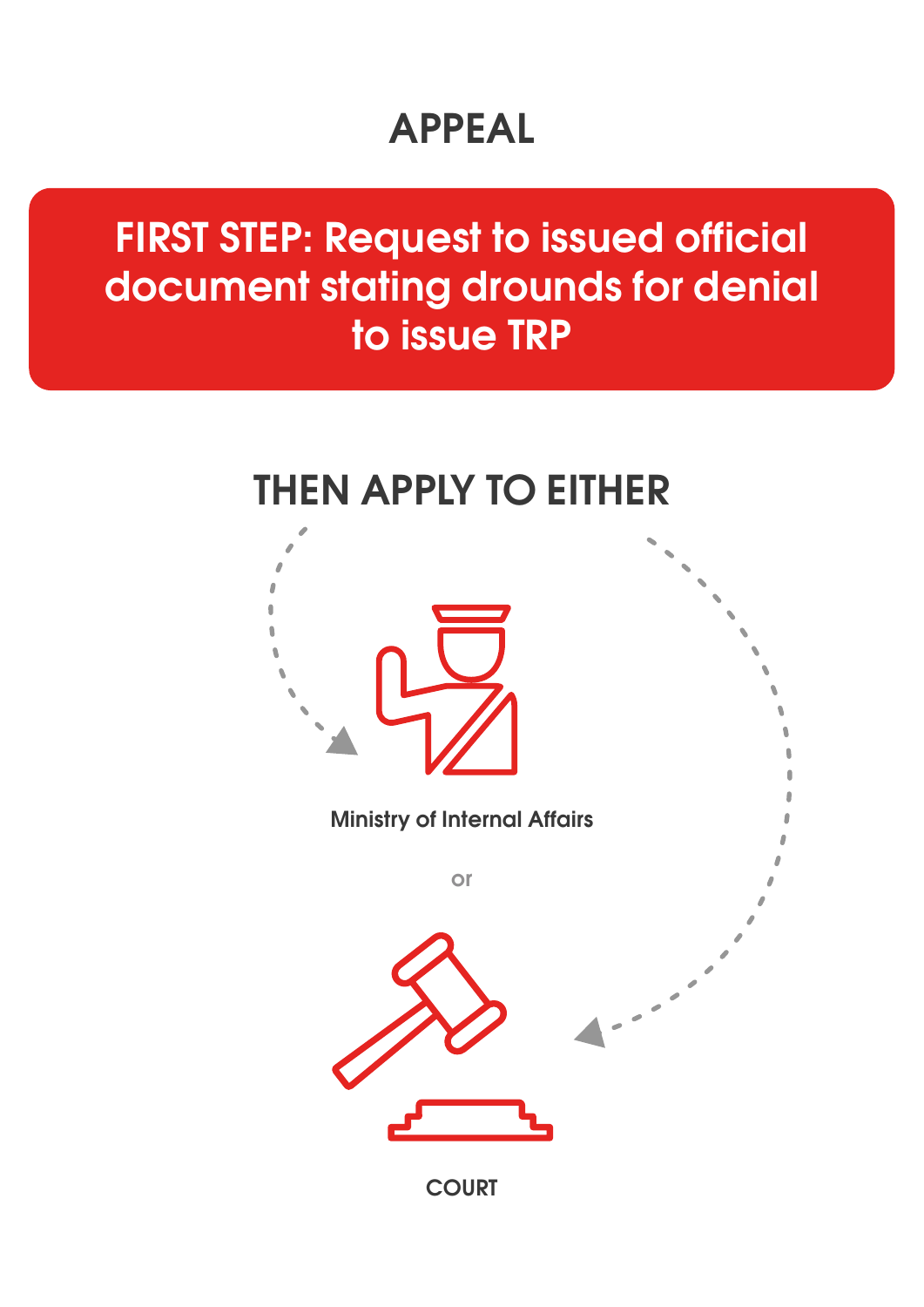# APPEAL

**FIRST STEP: Request to issued official document stating drounds for denial to issue TRP**

## THEN APPLY TO EITHER

Ministry of Internal Affairs

or

COURT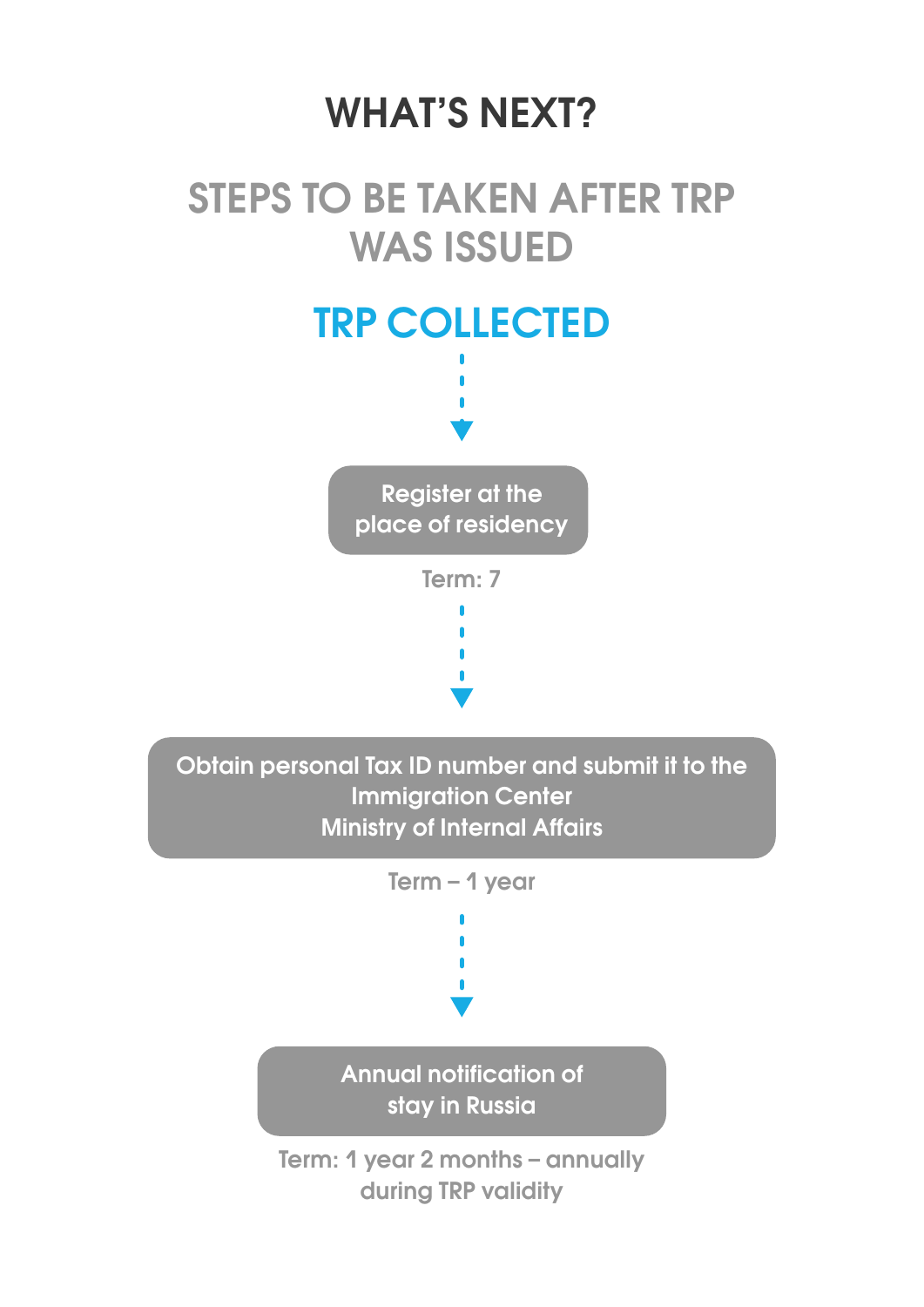# WHAT'S NEXT?

## STEPS TO BE TAKEN AFTER TRP WAS ISSUED

### TRP COLLECTED

↓

**Register at the place of residency**

Term: 7

↓

**Obtain personal Tax ID number and submit it to the Immigration Center Ministry of Internal Affairs**

Term – 1 year

↓

**Annual notification of stay in Russia**

Term: 1 year 2 months – annually during TRP validity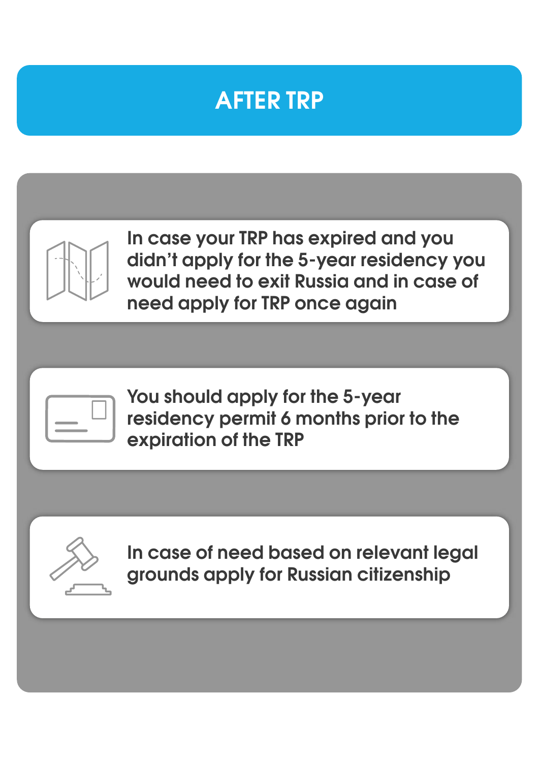# AFTER TRP

- In case your TRP has expired and you didn't apply for the 5-year residency you would need to exit Russia and in case of need apply for TRP once again

- You should apply for the 5-year residency permit 6 months prior to the expiration of the TRP

- In case of need based on relevant legal grounds apply for Russian citizenship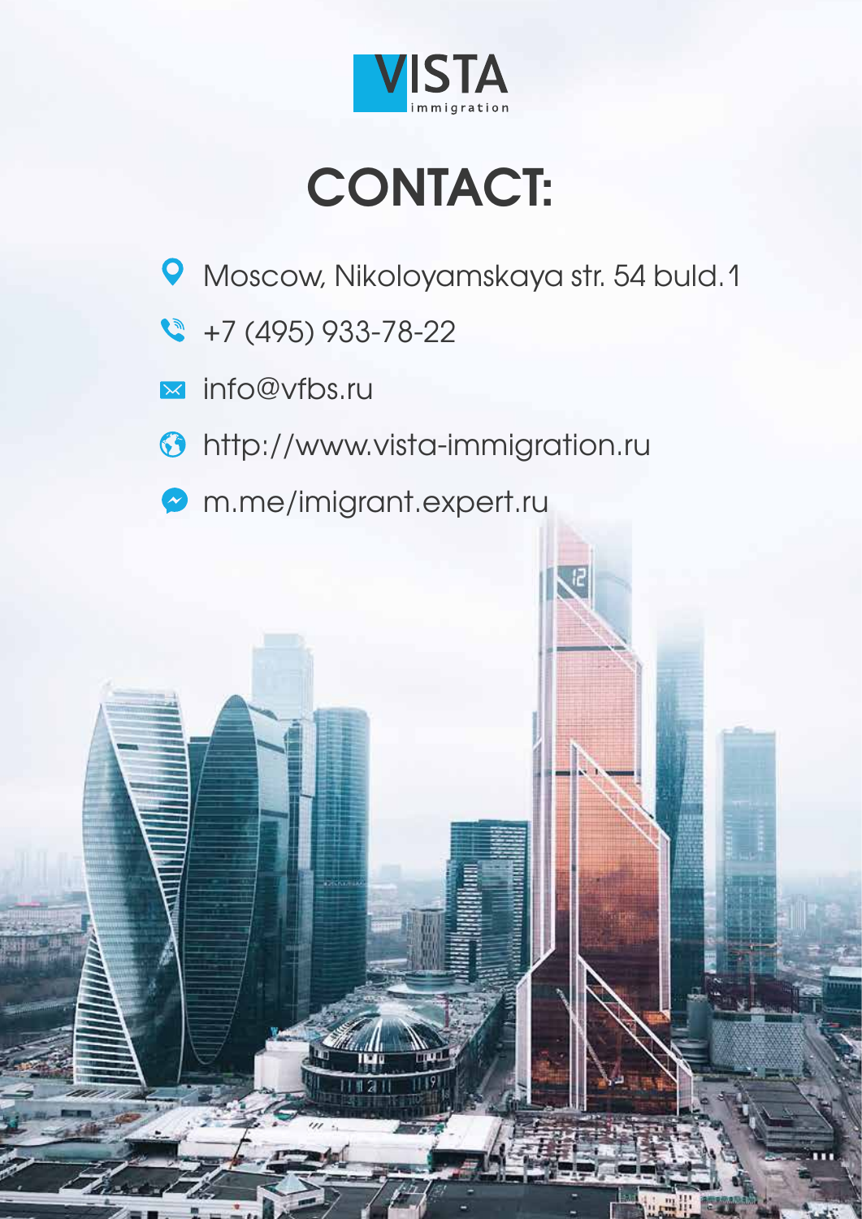VISTA immigration

# CONTACT:

- Moscow, Nikoloyamskaya str. 54 buld.1
- +7 (495) 933-78-22
- info@vfbs.ru
- http://www.vista-immigration.ru
- m.me/imigrant.expert.ru